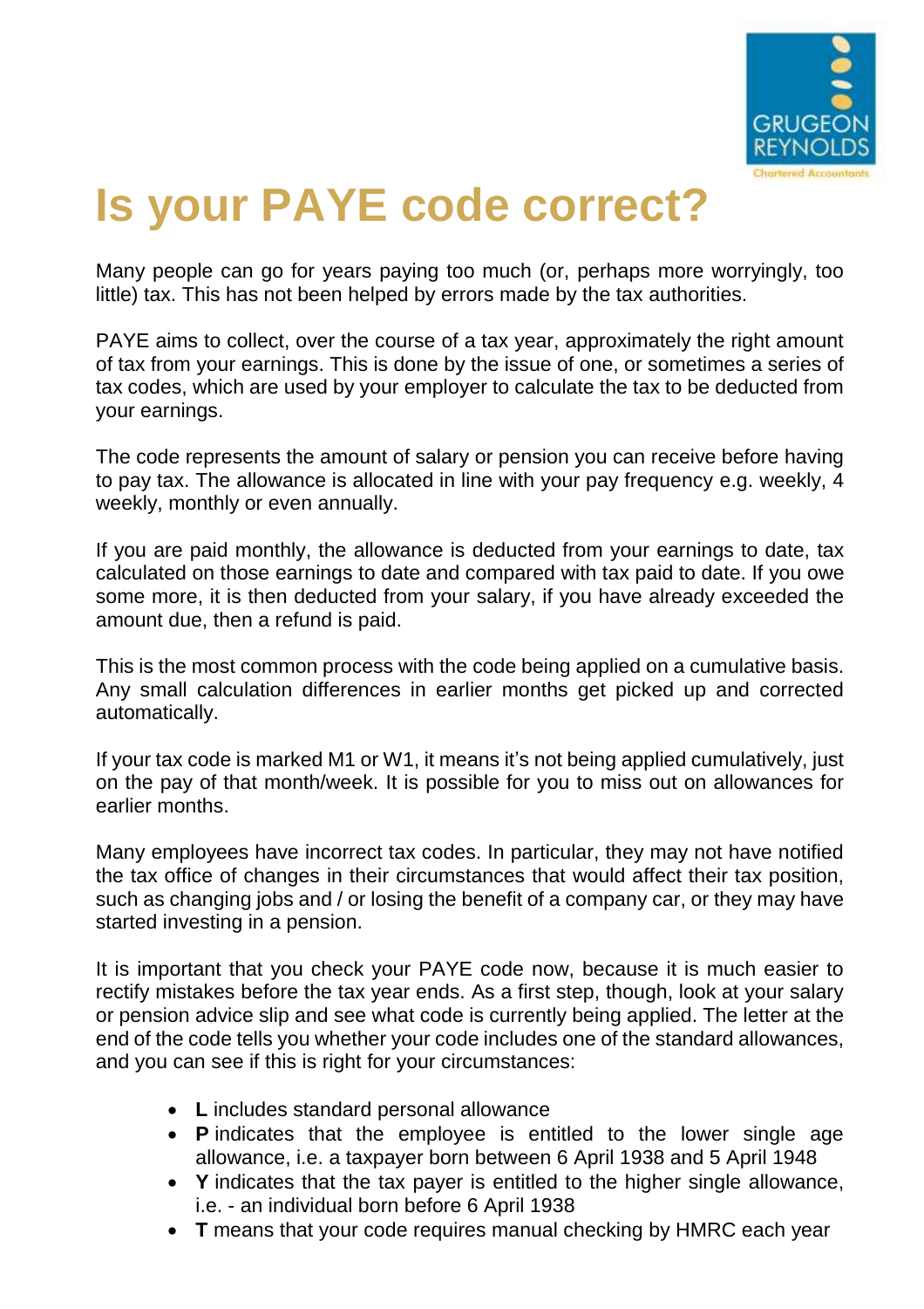# Is your PAYE code correct?

Many people can go for years paying too much (or, perhaps more worryingly, too little) tax. This has not been helped by errors made by the tax authorities.

PAYE aims to collect, over the course of a tax year, approximately the right amount of tax from your earnings. This is done by the issue of one, or sometimes a series of tax codes, which are used by your employer to calculate the tax to be deducted from your earnings.

The code represents the amount of salary or pension you can receive before having to pay tax. The allowance is allocated in line with your pay frequency e.g. weekly, 4 weekly, monthly or even annually.

If you are paid monthly, the allowance is deducted from your earnings to date, tax calculated on those earnings to date and compared with tax paid to date. If you owe some more, it is then deducted from your salary, if you have already exceeded the amount due, then a refund is paid.

This is the most common process with the code being applied on a cumulative basis. Any small calculation differences in earlier months get picked up and corrected automatically.

If your tax code is marked M1 or W1, it means it's not being applied cumulatively, just on the pay of that month/week. It is possible for you to miss out on allowances for earlier months.

Many employees have incorrect tax codes. In particular, they may not have notified the tax office of changes in their circumstances that would affect their tax position, such as changing jobs and / or losing the benefit of a company car, or they may have started investing in a pension.

It is important that you check your PAYE code now, because it is much easier to rectify mistakes before the tax year ends. As a first step, though, look at your salary or pension advice slip and see what code is currently being applied. The letter at the end of the code tells you whether your code includes one of the standard allowances, and you can see if this is right for your circumstances:

- **L** includes standard personal allowance
- **P** indicates that the employee is entitled to the lower single age allowance, i.e. a taxpayer born between 6 April 1938 and 5 April 1948
- **Y** indicates that the tax payer is entitled to the higher single allowance, i.e. - an individual born before 6 April 1938
- **T** means that your code requires manual checking by HMRC each year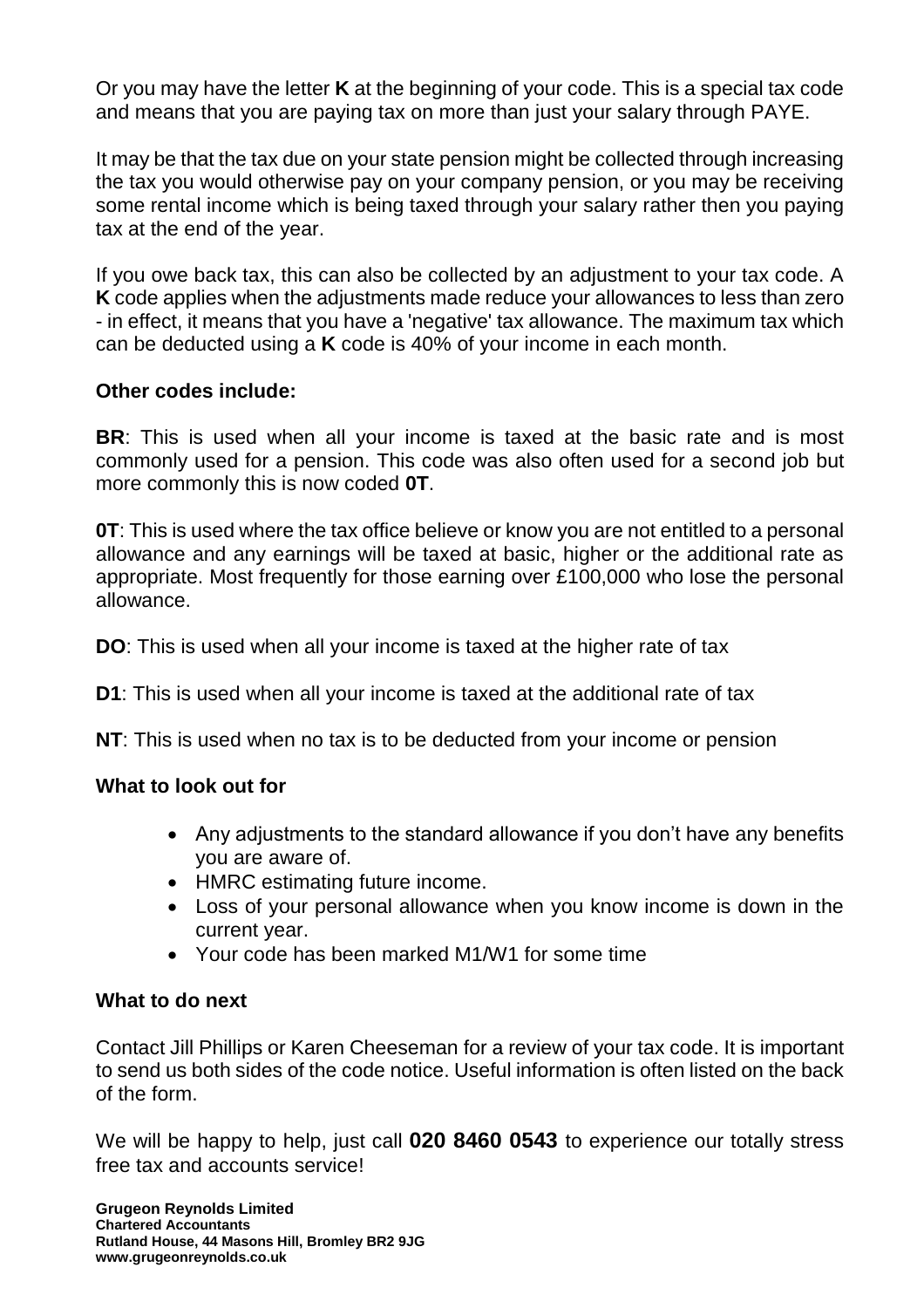Or you may have the letter **K** at the beginning of your code. This is a special tax code and means that you are paying tax on more than just your salary through PAYE.

It may be that the tax due on your state pension might be collected through increasing the tax you would otherwise pay on your company pension, or you may be receiving some rental income which is being taxed through your salary rather then you paying tax at the end of the year.

If you owe back tax, this can also be collected by an adjustment to your tax code. A **K** code applies when the adjustments made reduce your allowances to less than zero - in effect, it means that you have a 'negative' tax allowance. The maximum tax which can be deducted using a **K** code is 40% of your income in each month.

### Other codes include:

**BR**: This is used when all your income is taxed at the basic rate and is most commonly used for a pension. This code was also often used for a second job but more commonly this is now coded **0T**.

**0T**: This is used where the tax office believe or know you are not entitled to a personal allowance and any earnings will be taxed at basic, higher or the additional rate as appropriate. Most frequently for those earning over £100,000 who lose the personal allowance.

**DO**: This is used when all your income is taxed at the higher rate of tax

**D1**: This is used when all your income is taxed at the additional rate of tax

**NT**: This is used when no tax is to be deducted from your income or pension

### What to look out for

- Any adjustments to the standard allowance if you don't have any benefits you are aware of.
- HMRC estimating future income.
- Loss of your personal allowance when you know income is down in the current year.
- Your code has been marked M1/W1 for some time

### What to do next

Contact Jill Phillips or Karen Cheeseman for a review of your tax code. It is important to send us both sides of the code notice. Useful information is often listed on the back of the form.

We will be happy to help, just call **020 8460 0543** to experience our totally stress free tax and accounts service!

**Grugeon Reynolds Limited**
**Chartered Accountants**
**Rutland House, 44 Masons Hill, Bromley BR2 9JG**
**www.grugeonreynolds.co.uk**